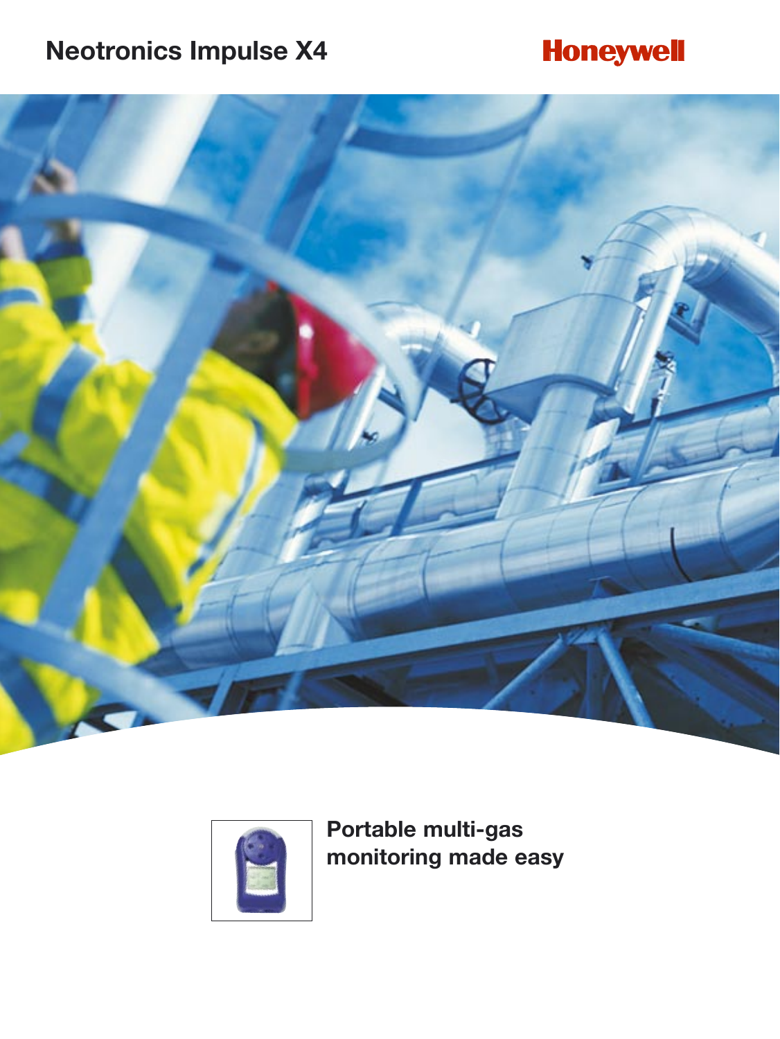# Neotronics Impulse X4

Honeywell

## Portable multi-gas monitoring made easy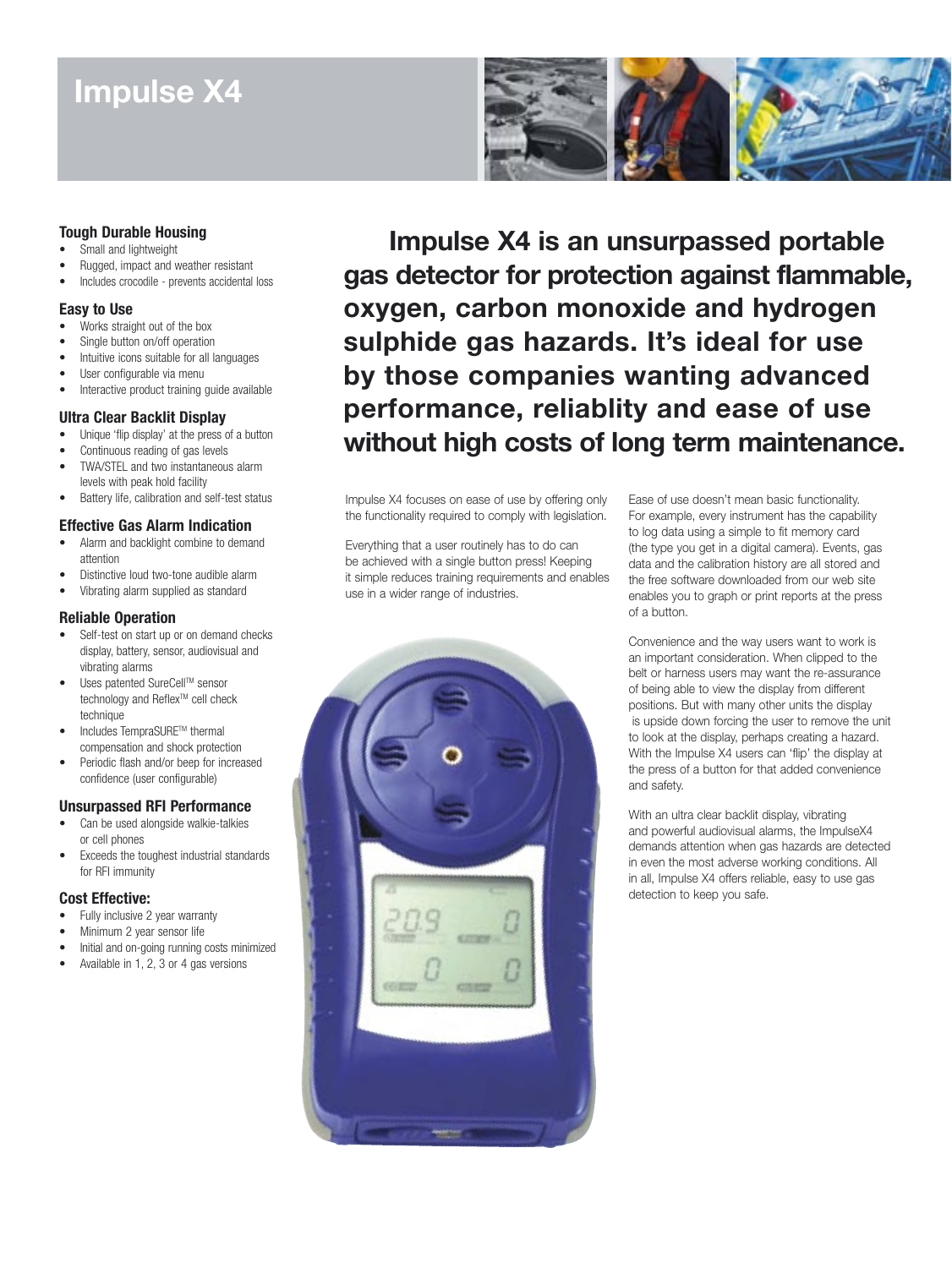# Impulse X4

**Impulse X4 is an unsurpassed portable gas detector for protection against flammable, oxygen, carbon monoxide and hydrogen sulphide gas hazards. It's ideal for use by those companies wanting advanced performance, reliablity and ease of use without high costs of long term maintenance.**

### Tough Durable Housing

- Small and lightweight
- Rugged, impact and weather resistant
- Includes crocodile - prevents accidental loss

### Easy to Use

- Works straight out of the box
- Single button on/off operation
- Intuitive icons suitable for all languages
- User configurable via menu
- Interactive product training guide available

### Ultra Clear Backlit Display

- Unique 'flip display' at the press of a button
- Continuous reading of gas levels
- TWA/STEL and two instantaneous alarm levels with peak hold facility
- Battery life, calibration and self-test status

### Effective Gas Alarm Indication

- Alarm and backlight combine to demand attention
- Distinctive loud two-tone audible alarm
- Vibrating alarm supplied as standard

### Reliable Operation

- Self-test on start up or on demand checks display, battery, sensor, audiovisual and vibrating alarms
- Uses patented SureCell™ sensor technology and Reflex™ cell check technique
- Includes TempraSURE™ thermal compensation and shock protection
- Periodic flash and/or beep for increased confidence (user configurable)

### Unsurpassed RFI Performance

- Can be used alongside walkie-talkies or cell phones
- Exceeds the toughest industrial standards for RFI immunity

### Cost Effective:

- Fully inclusive 2 year warranty
- Minimum 2 year sensor life
- Initial and on-going running costs minimized
- Available in 1, 2, 3 or 4 gas versions

Impulse X4 focuses on ease of use by offering only the functionality required to comply with legislation.

Everything that a user routinely has to do can be achieved with a single button press! Keeping it simple reduces training requirements and enables use in a wider range of industries.

Ease of use doesn't mean basic functionality. For example, every instrument has the capability to log data using a simple to fit memory card (the type you get in a digital camera). Events, gas data and the calibration history are all stored and the free software downloaded from our web site enables you to graph or print reports at the press of a button.

Convenience and the way users want to work is an important consideration. When clipped to the belt or harness users may want the re-assurance of being able to view the display from different positions. But with many other units the display is upside down forcing the user to remove the unit to look at the display, perhaps creating a hazard. With the Impulse X4 users can 'flip' the display at the press of a button for that added convenience and safety.

With an ultra clear backlit display, vibrating and powerful audiovisual alarms, the ImpulseX4 demands attention when gas hazards are detected in even the most adverse working conditions. All in all, Impulse X4 offers reliable, easy to use gas detection to keep you safe.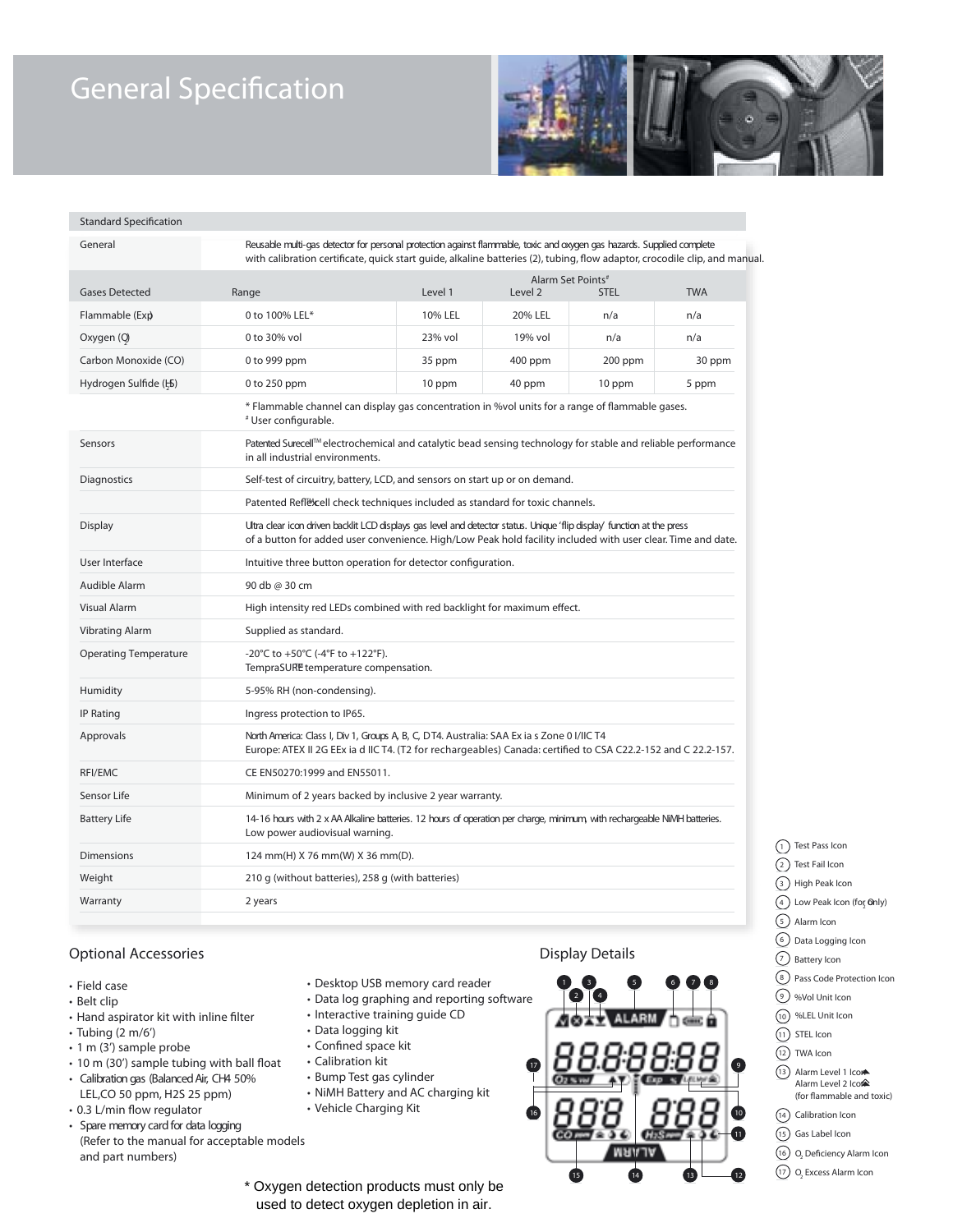# General Specification

| Standard Specification | | | | | |
|---|---|---|---|---|---|
| General | Reusable multi-gas detector for personal protection against flammable, toxic and oxygen gas hazards. Supplied complete with calibration certificate, quick start guide, alkaline batteries (2), tubing, flow adaptor, crocodile clip, and manual. | | | | |
| | | Alarm Set Points# | | | |
| Gases Detected | Range | Level 1 | Level 2 | STEL | TWA |
| Flammable (Ex) | 0 to 100% LEL* | 10% LEL | 20% LEL | n/a | n/a |
| Oxygen ($O_2$) | 0 to 30% vol | 23% vol | 19% vol | n/a | n/a |
| Carbon Monoxide (CO) | 0 to 999 ppm | 35 ppm | 400 ppm | 200 ppm | 30 ppm |
| Hydrogen Sulfide ($H_2S$) | 0 to 250 ppm | 10 ppm | 40 ppm | 10 ppm | 5 ppm |
| | * Flammable channel can display gas concentration in %vol units for a range of flammable gases. # User configurable. | | | | |
| Sensors | Patented Surecell™ electrochemical and catalytic bead sensing technology for stable and reliable performance in all industrial environments. | | | | |
| Diagnostics | Self-test of circuitry, battery, LCD, and sensors on start up or on demand. | | | | |
| | Patented Reflex™ cell check techniques included as standard for toxic channels. | | | | |
| Display | Ultra clear icon driven backlit LCD displays gas level and detector status. Unique 'flip display' function at the press of a button for added user convenience. High/Low Peak hold facility included with user clear. Time and date. | | | | |
| User Interface | Intuitive three button operation for detector configuration. | | | | |
| Audible Alarm | 90 db @ 30 cm | | | | |
| Visual Alarm | High intensity red LEDs combined with red backlight for maximum effect. | | | | |
| Vibrating Alarm | Supplied as standard. | | | | |
| Operating Temperature | -20°C to +50°C (-4°F to +122°F). TempraSURE® temperature compensation. | | | | |
| Humidity | 5-95% RH (non-condensing). | | | | |
| IP Rating | Ingress protection to IP65. | | | | |
| Approvals | North America: Class I, Div 1, Groups A, B, C, D T4. Australia: SAA Ex ia s Zone 0 I/IIC T4. Europe: ATEX II 2G EEx ia d IIC T4. (T2 for rechargeables) Canada: certified to CSA C22.2-152 and C 22.2-157. | | | | |
| RFI/EMC | CE EN50270:1999 and EN55011. | | | | |
| Sensor Life | Minimum of 2 years backed by inclusive 2 year warranty. | | | | |
| Battery Life | 14-16 hours with 2 x AA Alkaline batteries. 12 hours of operation per charge, minimum, with rechargeable NiMH batteries. Low power audiovisual warning. | | | | |
| Dimensions | 124 mm(H) X 76 mm(W) X 36 mm(D). | | | | |
| Weight | 210 g (without batteries), 258 g (with batteries) | | | | |
| Warranty | 2 years | | | | |

## Optional Accessories

- Field case
- Belt clip
- Hand aspirator kit with inline filter
- Tubing (2 m/6')
- 1 m (3') sample probe
- 10 m (30') sample tubing with ball float
- Calibration gas (Balanced Air, $CH_4$ 50% LEL,CO 50 ppm, H2S 25 ppm)
- 0.3 L/min flow regulator
- Spare memory card for data logging (Refer to the manual for acceptable models and part numbers)
- Desktop USB memory card reader
- Data log graphing and reporting software
- Interactive training guide CD
- Data logging kit
- Confined space kit
- Calibration kit
- Bump Test gas cylinder
- NiMH Battery and AC charging kit
- Vehicle Charging Kit

## Display Details

1. Test Pass Icon
2. Test Fail Icon
3. High Peak Icon
4. Low Peak Icon (for $O_2$ Only)
5. Alarm Icon
6. Data Logging Icon
7. Battery Icon
8. Pass Code Protection Icon
9. %Vol Unit Icon
10. %LEL Unit Icon
11. STEL Icon
12. TWA Icon
13. Alarm Level 1 Icon, Alarm Level 2 Icon (for flammable and toxic)
14. Calibration Icon
15. Gas Label Icon
16. $O_2$ Deficiency Alarm Icon
17. $O_2$ Excess Alarm Icon

\* Oxygen detection products must only be used to detect oxygen depletion in air.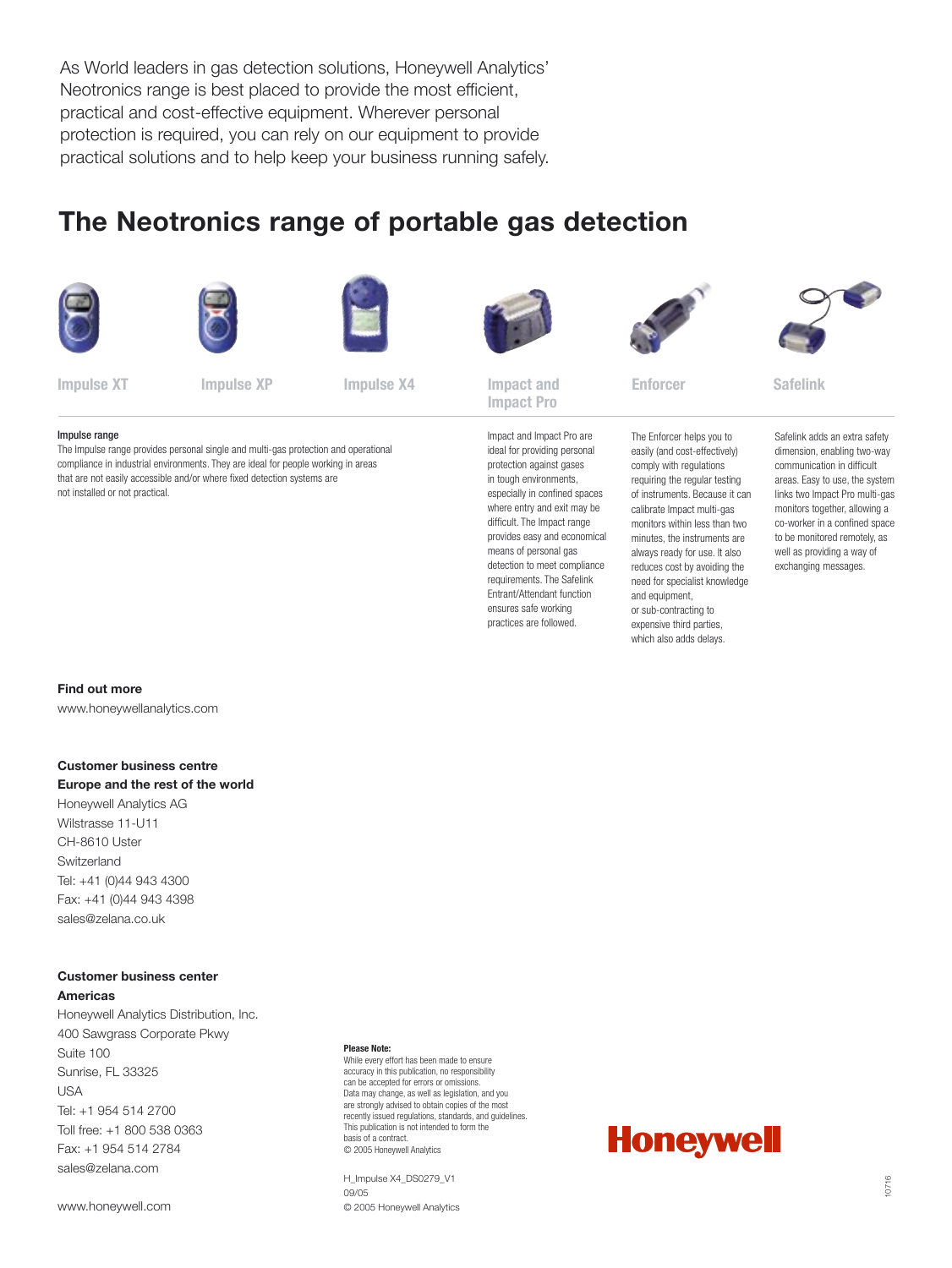As World leaders in gas detection solutions, Honeywell Analytics' Neotronics range is best placed to provide the most efficient, practical and cost-effective equipment. Wherever personal protection is required, you can rely on our equipment to provide practical solutions and to help keep your business running safely.

# The Neotronics range of portable gas detection

Impulse XT

Impulse XP

Impulse X4

Impact and Impact Pro

Enforcer

Safelink

**Impulse range**

The Impulse range provides personal single and multi-gas protection and operational compliance in industrial environments. They are ideal for people working in areas that are not easily accessible and/or where fixed detection systems are not installed or not practical.

Impact and Impact Pro are ideal for providing personal protection against gases in tough environments, especially in confined spaces where entry and exit may be difficult. The Impact range provides easy and economical means of personal gas detection to meet compliance requirements. The Safelink Entrant/Attendant function ensures safe working practices are followed.

The Enforcer helps you to easily (and cost-effectively) comply with regulations requiring the regular testing of instruments. Because it can calibrate Impact multi-gas monitors within less than two minutes, the instruments are always ready for use. It also reduces cost by avoiding the need for specialist knowledge and equipment, or sub-contracting to expensive third parties, which also adds delays.

Safelink adds an extra safety dimension, enabling two-way communication in difficult areas. Easy to use, the system links two Impact Pro multi-gas monitors together, allowing a co-worker in a confined space to be monitored remotely, as well as providing a way of exchanging messages.

**Find out more**

www.honeywellanalytics.com

**Customer business centre**
**Europe and the rest of the world**
Honeywell Analytics AG
Wilstrasse 11-U11
CH-8610 Uster
Switzerland
Tel: +41 (0)44 943 4300
Fax: +41 (0)44 943 4398
sales@zelana.co.uk

**Customer business center**
**Americas**
Honeywell Analytics Distribution, Inc.
400 Sawgrass Corporate Pkwy
Suite 100
Sunrise, FL 33325
USA
Tel: +1 954 514 2700
Toll free: +1 800 538 0363
Fax: +1 954 514 2784
sales@zelana.com

www.honeywell.com

**Please Note:**
While every effort has been made to ensure accuracy in this publication, no responsibility can be accepted for errors or omissions. Data may change, as well as legislation, and you are strongly advised to obtain copies of the most recently issued regulations, standards, and guidelines. This publication is not intended to form the basis of a contract.
© 2005 Honeywell Analytics

H_Impulse X4_DS0279_V1
09/05
© 2005 Honeywell Analytics

Honeywell

10716